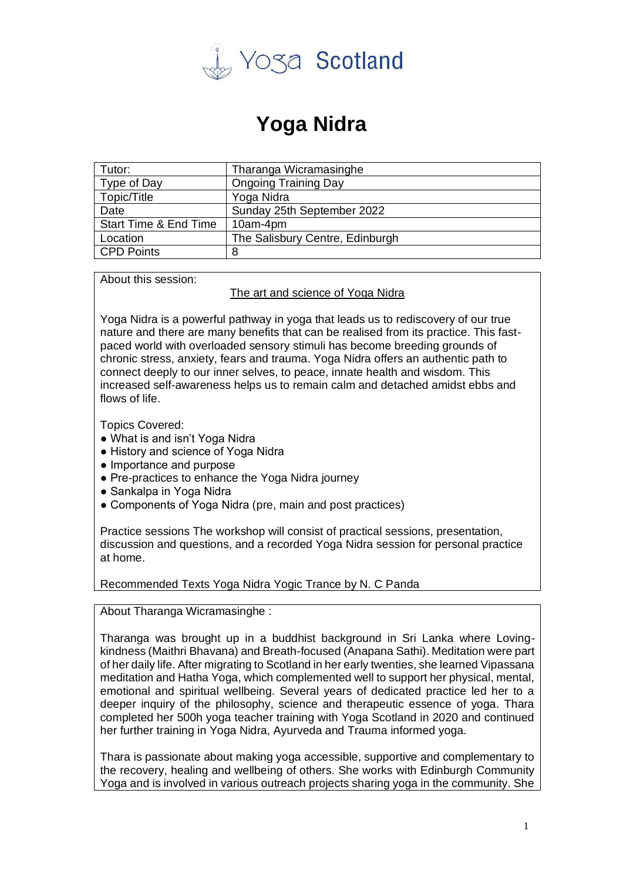Yoga Scotland

# Yoga Nidra

| Tutor: | Tharanga Wicramasinghe |
|---|---|
| Type of Day | Ongoing Training Day |
| Topic/Title | Yoga Nidra |
| Date | Sunday 25th September 2022 |
| Start Time & End Time | 10am-4pm |
| Location | The Salisbury Centre, Edinburgh |
| CPD Points | 8 |

About this session:

The art and science of Yoga Nidra

Yoga Nidra is a powerful pathway in yoga that leads us to rediscovery of our true nature and there are many benefits that can be realised from its practice. This fast-paced world with overloaded sensory stimuli has become breeding grounds of chronic stress, anxiety, fears and trauma. Yoga Nidra offers an authentic path to connect deeply to our inner selves, to peace, innate health and wisdom. This increased self-awareness helps us to remain calm and detached amidst ebbs and flows of life.

Topics Covered:

- What is and isn't Yoga Nidra
- History and science of Yoga Nidra
- Importance and purpose
- Pre-practices to enhance the Yoga Nidra journey
- Sankalpa in Yoga Nidra
- Components of Yoga Nidra (pre, main and post practices)

Practice sessions The workshop will consist of practical sessions, presentation, discussion and questions, and a recorded Yoga Nidra session for personal practice at home.

Recommended Texts Yoga Nidra Yogic Trance by N. C Panda

About Tharanga Wicramasinghe :

Tharanga was brought up in a buddhist background in Sri Lanka where Loving-kindness (Maithri Bhavana) and Breath-focused (Anapana Sathi). Meditation were part of her daily life. After migrating to Scotland in her early twenties, she learned Vipassana meditation and Hatha Yoga, which complemented well to support her physical, mental, emotional and spiritual wellbeing. Several years of dedicated practice led her to a deeper inquiry of the philosophy, science and therapeutic essence of yoga. Thara completed her 500h yoga teacher training with Yoga Scotland in 2020 and continued her further training in Yoga Nidra, Ayurveda and Trauma informed yoga.

Thara is passionate about making yoga accessible, supportive and complementary to the recovery, healing and wellbeing of others. She works with Edinburgh Community Yoga and is involved in various outreach projects sharing yoga in the community. She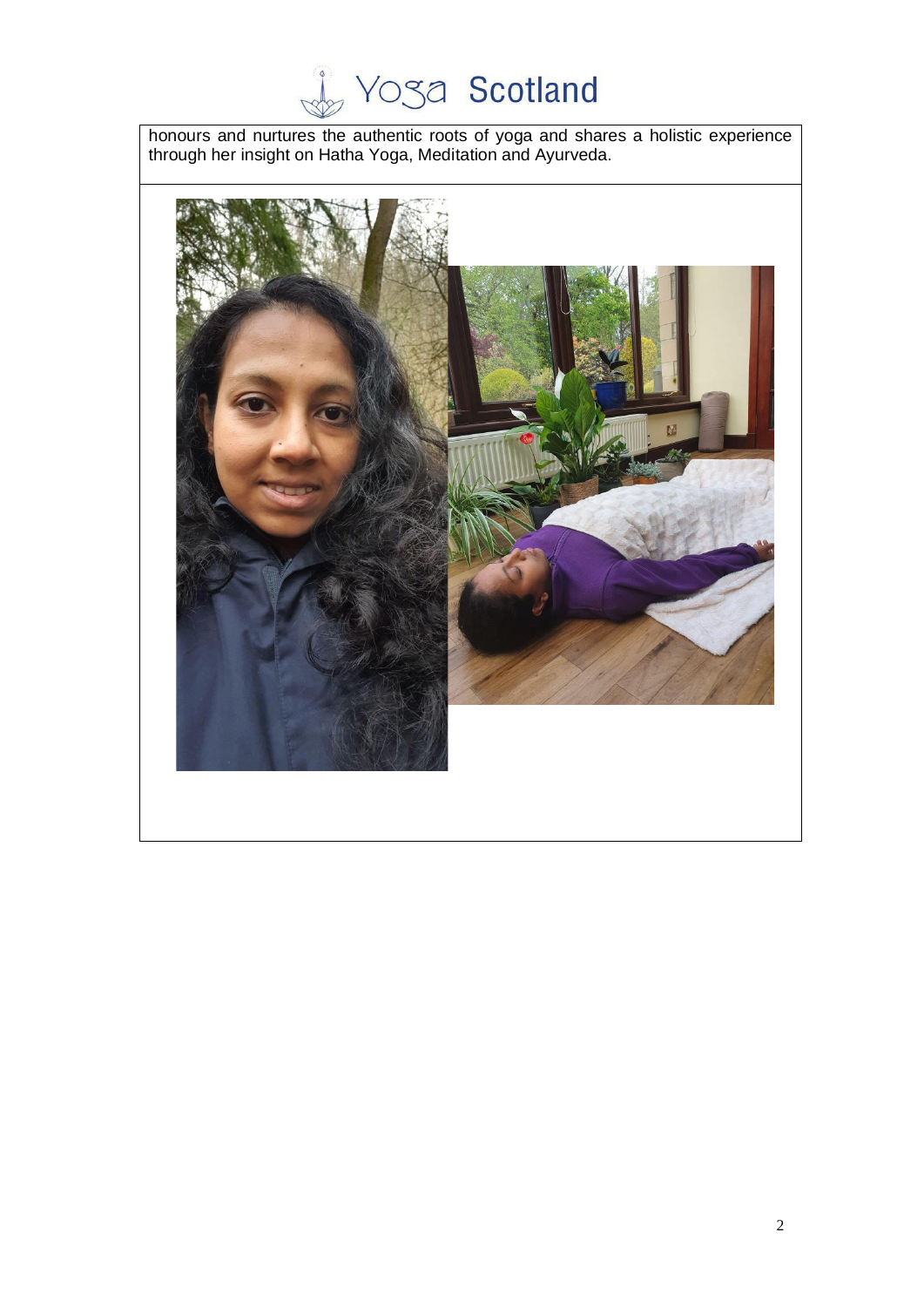honours and nurtures the authentic roots of yoga and shares a holistic experience through her insight on Hatha Yoga, Meditation and Ayurveda.